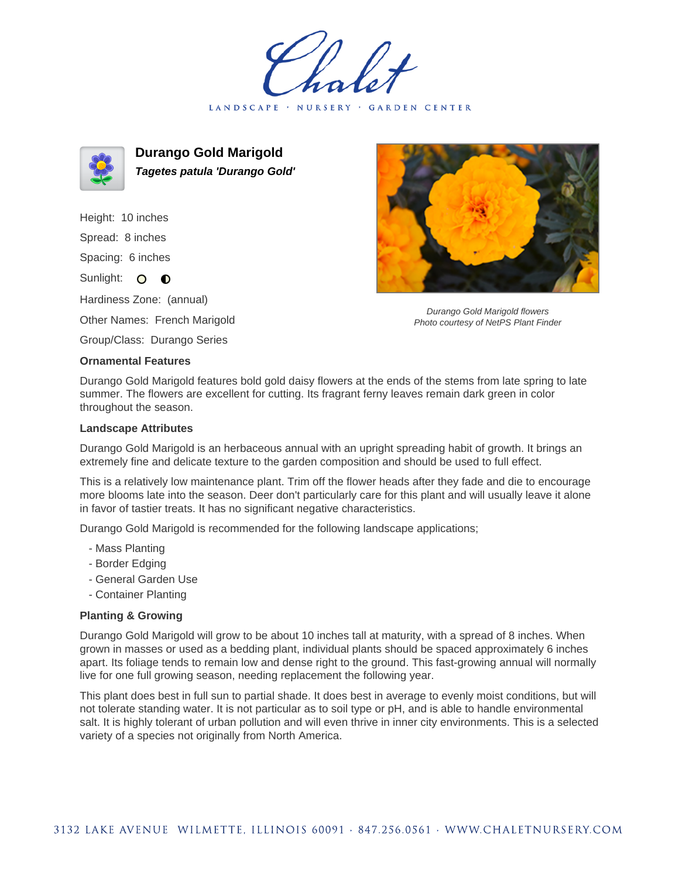Chalet

LANDSCAPE · NURSERY · GARDEN CENTER

# Durango Gold Marigold

***Tagetes patula* 'Durango Gold'**

Height: 10 inches

Spread: 8 inches

Spacing: 6 inches

Sunlight: full sun, partial shade

Hardiness Zone: (annual)

Other Names: French Marigold

Group/Class: Durango Series

*Durango Gold Marigold flowers*
*Photo courtesy of NetPS Plant Finder*

### Ornamental Features

Durango Gold Marigold features bold gold daisy flowers at the ends of the stems from late spring to late summer. The flowers are excellent for cutting. Its fragrant ferny leaves remain dark green in color throughout the season.

### Landscape Attributes

Durango Gold Marigold is an herbaceous annual with an upright spreading habit of growth. It brings an extremely fine and delicate texture to the garden composition and should be used to full effect.

This is a relatively low maintenance plant. Trim off the flower heads after they fade and die to encourage more blooms late into the season. Deer don't particularly care for this plant and will usually leave it alone in favor of tastier treats. It has no significant negative characteristics.

Durango Gold Marigold is recommended for the following landscape applications;

- Mass Planting
- Border Edging
- General Garden Use
- Container Planting

### Planting & Growing

Durango Gold Marigold will grow to be about 10 inches tall at maturity, with a spread of 8 inches. When grown in masses or used as a bedding plant, individual plants should be spaced approximately 6 inches apart. Its foliage tends to remain low and dense right to the ground. This fast-growing annual will normally live for one full growing season, needing replacement the following year.

This plant does best in full sun to partial shade. It does best in average to evenly moist conditions, but will not tolerate standing water. It is not particular as to soil type or pH, and is able to handle environmental salt. It is highly tolerant of urban pollution and will even thrive in inner city environments. This is a selected variety of a species not originally from North America.

3132 LAKE AVENUE WILMETTE, ILLINOIS 60091 · 847.256.0561 · WWW.CHALETNURSERY.COM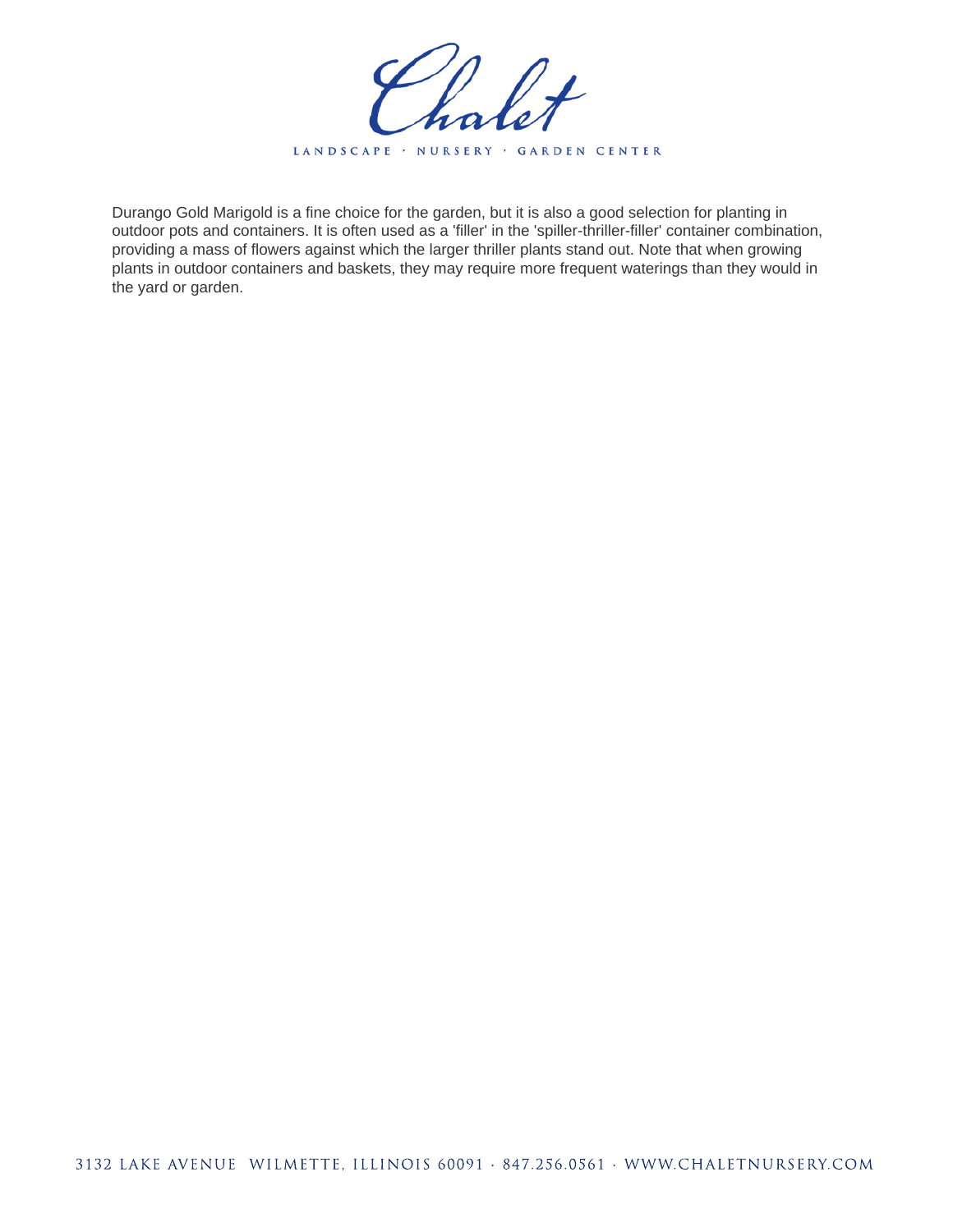Durango Gold Marigold is a fine choice for the garden, but it is also a good selection for planting in outdoor pots and containers. It is often used as a 'filler' in the 'spiller-thriller-filler' container combination, providing a mass of flowers against which the larger thriller plants stand out. Note that when growing plants in outdoor containers and baskets, they may require more frequent waterings than they would in the yard or garden.